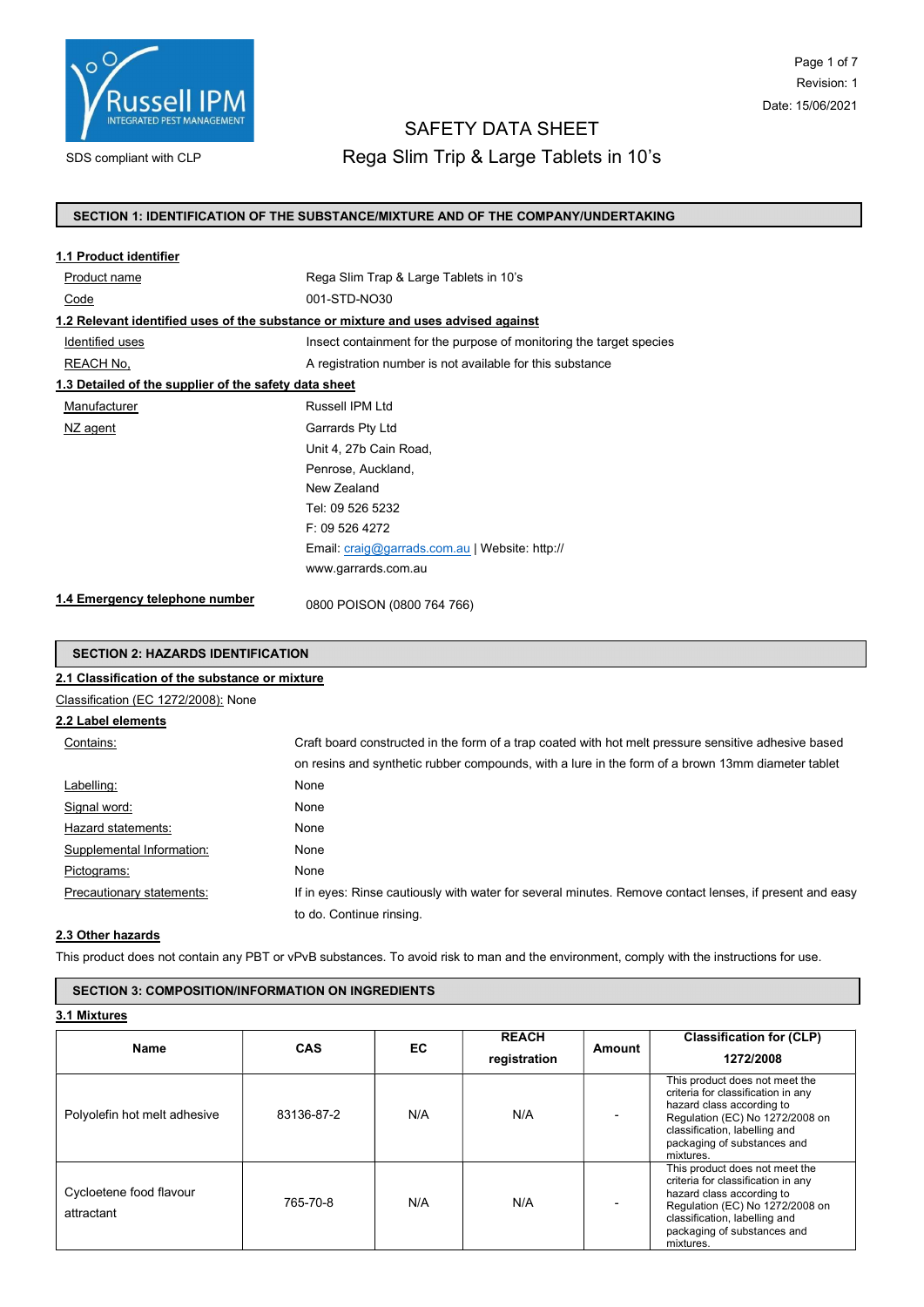SDS compliant with CLP

# SAFETY DATA SHEET
## Rega Slim Trip & Large Tablets in 10's

Revision: 1
Date: 15/06/2021

## SECTION 1: IDENTIFICATION OF THE SUBSTANCE/MIXTURE AND OF THE COMPANY/UNDERTAKING

### 1.1 Product identifier

| | |
|---|---|
| Product name | Rega Slim Trap & Large Tablets in 10's |
| Code | 001-STD-NO30 |

### 1.2 Relevant identified uses of the substance or mixture and uses advised against

| | |
|---|---|
| Identified uses | Insect containment for the purpose of monitoring the target species |
| REACH No. | A registration number is not available for this substance |

### 1.3 Detailed of the supplier of the safety data sheet

| | |
|---|---|
| Manufacturer | Russell IPM Ltd |
| NZ agent | Garrards Pty Ltd<br>Unit 4, 27b Cain Road,<br>Penrose, Auckland,<br>New Zealand<br>Tel: 09 526 5232<br>F: 09 526 4272<br>Email: craig@garrads.com.au \| Website: http://www.garrards.com.au |

### 1.4 Emergency telephone number

0800 POISON (0800 764 766)

## SECTION 2: HAZARDS IDENTIFICATION

### 2.1 Classification of the substance or mixture

Classification (EC 1272/2008): None

### 2.2 Label elements

| | |
|---|---|
| Contains: | Craft board constructed in the form of a trap coated with hot melt pressure sensitive adhesive based on resins and synthetic rubber compounds, with a lure in the form of a brown 13mm diameter tablet |
| Labelling: | None |
| Signal word: | None |
| Hazard statements: | None |
| Supplemental Information: | None |
| Pictograms: | None |
| Precautionary statements: | If in eyes: Rinse cautiously with water for several minutes. Remove contact lenses, if present and easy to do. Continue rinsing. |

### 2.3 Other hazards

This product does not contain any PBT or vPvB substances. To avoid risk to man and the environment, comply with the instructions for use.

## SECTION 3: COMPOSITION/INFORMATION ON INGREDIENTS

### 3.1 Mixtures

| Name | CAS | EC | REACH registration | Amount | Classification for (CLP) 1272/2008 |
|---|---|---|---|---|---|
| Polyolefin hot melt adhesive | 83136-87-2 | N/A | N/A | - | This product does not meet the criteria for classification in any hazard class according to Regulation (EC) No 1272/2008 on classification, labelling and packaging of substances and mixtures. |
| Cycloetene food flavour attractant | 765-70-8 | N/A | N/A | - | This product does not meet the criteria for classification in any hazard class according to Regulation (EC) No 1272/2008 on classification, labelling and packaging of substances and mixtures. |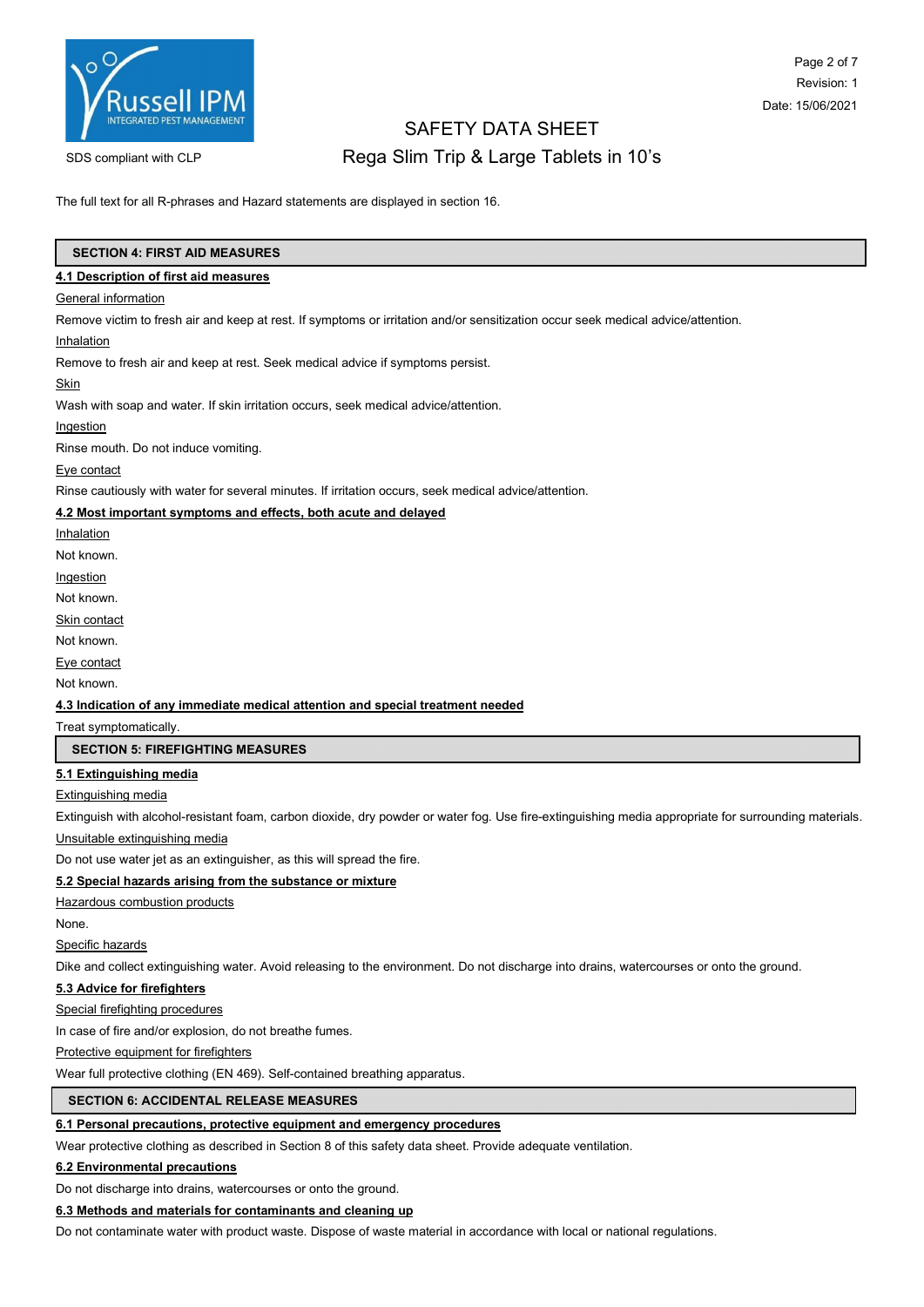The full text for all R-phrases and Hazard statements are displayed in section 16.

## SECTION 4: FIRST AID MEASURES

### 4.1 Description of first aid measures

General information

Remove victim to fresh air and keep at rest. If symptoms or irritation and/or sensitization occur seek medical advice/attention.

Inhalation

Remove to fresh air and keep at rest. Seek medical advice if symptoms persist.

Skin

Wash with soap and water. If skin irritation occurs, seek medical advice/attention.

Ingestion

Rinse mouth. Do not induce vomiting.

Eye contact

Rinse cautiously with water for several minutes. If irritation occurs, seek medical advice/attention.

### 4.2 Most important symptoms and effects, both acute and delayed

Inhalation

Not known.

Ingestion

Not known.

Skin contact

Not known.

Eye contact

Not known.

### 4.3 Indication of any immediate medical attention and special treatment needed

Treat symptomatically.

## SECTION 5: FIREFIGHTING MEASURES

### 5.1 Extinguishing media

Extinguishing media

Extinguish with alcohol-resistant foam, carbon dioxide, dry powder or water fog. Use fire-extinguishing media appropriate for surrounding materials.

Unsuitable extinguishing media

Do not use water jet as an extinguisher, as this will spread the fire.

### 5.2 Special hazards arising from the substance or mixture

Hazardous combustion products

None.

Specific hazards

Dike and collect extinguishing water. Avoid releasing to the environment. Do not discharge into drains, watercourses or onto the ground.

### 5.3 Advice for firefighters

Special firefighting procedures

In case of fire and/or explosion, do not breathe fumes.

Protective equipment for firefighters

Wear full protective clothing (EN 469). Self-contained breathing apparatus.

## SECTION 6: ACCIDENTAL RELEASE MEASURES

### 6.1 Personal precautions, protective equipment and emergency procedures

Wear protective clothing as described in Section 8 of this safety data sheet. Provide adequate ventilation.

### 6.2 Environmental precautions

Do not discharge into drains, watercourses or onto the ground.

### 6.3 Methods and materials for contaminants and cleaning up

Do not contaminate water with product waste. Dispose of waste material in accordance with local or national regulations.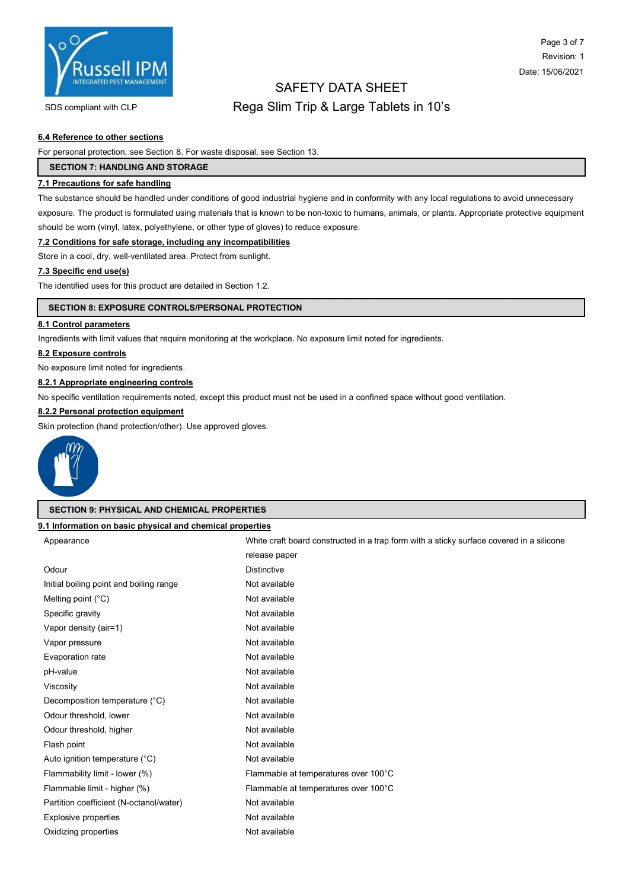#### 6.4 Reference to other sections

For personal protection, see Section 8. For waste disposal, see Section 13.

## SECTION 7: HANDLING AND STORAGE

#### 7.1 Precautions for safe handling

The substance should be handled under conditions of good industrial hygiene and in conformity with any local regulations to avoid unnecessary exposure. The product is formulated using materials that is known to be non-toxic to humans, animals, or plants. Appropriate protective equipment should be worn (vinyl, latex, polyethylene, or other type of gloves) to reduce exposure.

#### 7.2 Conditions for safe storage, including any incompatibilities

Store in a cool, dry, well-ventilated area. Protect from sunlight.

#### 7.3 Specific end use(s)

The identified uses for this product are detailed in Section 1.2.

## SECTION 8: EXPOSURE CONTROLS/PERSONAL PROTECTION

#### 8.1 Control parameters

Ingredients with limit values that require monitoring at the workplace. No exposure limit noted for ingredients.

#### 8.2 Exposure controls

No exposure limit noted for ingredients.

#### 8.2.1 Appropriate engineering controls

No specific ventilation requirements noted, except this product must not be used in a confined space without good ventilation.

#### 8.2.2 Personal protection equipment

Skin protection (hand protection/other). Use approved gloves.

## SECTION 9: PHYSICAL AND CHEMICAL PROPERTIES

#### 9.1 Information on basic physical and chemical properties

| Property | Value |
| --- | --- |
| Appearance | White craft board constructed in a trap form with a sticky surface covered in a silicone release paper |
| Odour | Distinctive |
| Initial boiling point and boiling range | Not available |
| Melting point (°C) | Not available |
| Specific gravity | Not available |
| Vapor density (air=1) | Not available |
| Vapor pressure | Not available |
| Evaporation rate | Not available |
| pH-value | Not available |
| Viscosity | Not available |
| Decomposition temperature (°C) | Not available |
| Odour threshold, lower | Not available |
| Odour threshold, higher | Not available |
| Flash point | Not available |
| Auto ignition temperature (°C) | Not available |
| Flammability limit - lower (%) | Flammable at temperatures over 100°C |
| Flammable limit - higher (%) | Flammable at temperatures over 100°C |
| Partition coefficient (N-octanol/water) | Not available |
| Explosive properties | Not available |
| Oxidizing properties | Not available |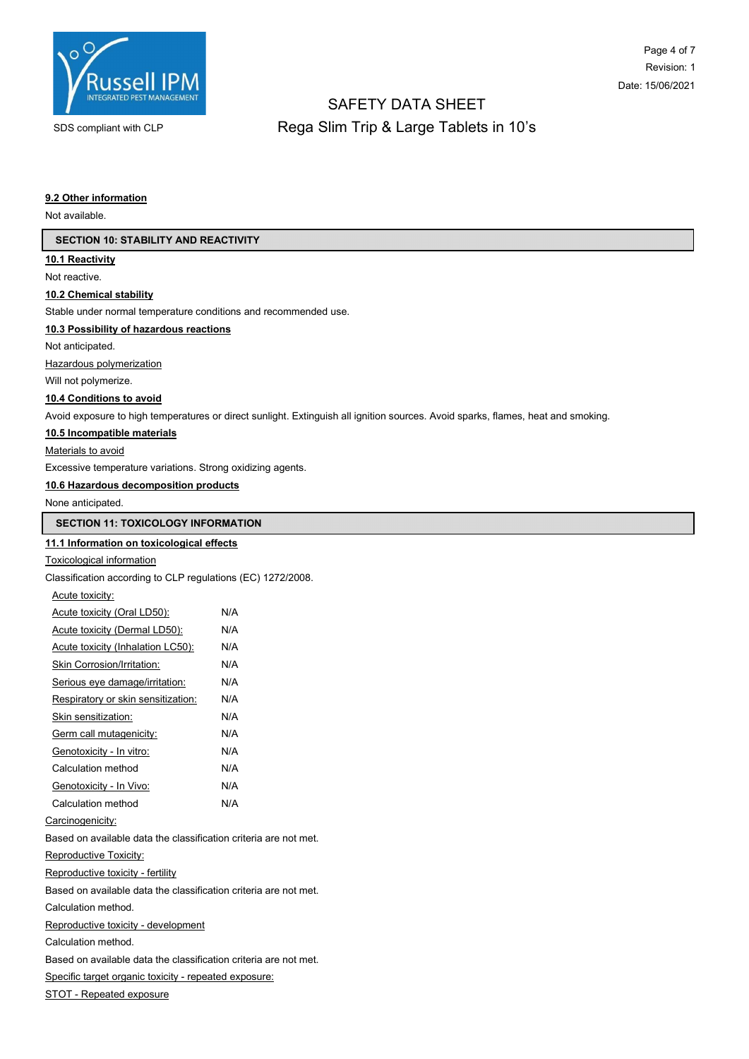#### 9.2 Other information

Not available.

## SECTION 10: STABILITY AND REACTIVITY

#### 10.1 Reactivity

Not reactive.

#### 10.2 Chemical stability

Stable under normal temperature conditions and recommended use.

#### 10.3 Possibility of hazardous reactions

Not anticipated.

Hazardous polymerization

Will not polymerize.

#### 10.4 Conditions to avoid

Avoid exposure to high temperatures or direct sunlight. Extinguish all ignition sources. Avoid sparks, flames, heat and smoking.

#### 10.5 Incompatible materials

Materials to avoid

Excessive temperature variations. Strong oxidizing agents.

#### 10.6 Hazardous decomposition products

None anticipated.

## SECTION 11: TOXICOLOGY INFORMATION

#### 11.1 Information on toxicological effects

Toxicological information

Classification according to CLP regulations (EC) 1272/2008.

Acute toxicity:

| | |
|---|---|
| Acute toxicity (Oral LD50): | N/A |
| Acute toxicity (Dermal LD50): | N/A |
| Acute toxicity (Inhalation LC50): | N/A |
| Skin Corrosion/Irritation: | N/A |
| Serious eye damage/irritation: | N/A |
| Respiratory or skin sensitization: | N/A |
| Skin sensitization: | N/A |
| Germ call mutagenicity: | N/A |
| Genotoxicity - In vitro: | N/A |
| Calculation method | N/A |
| Genotoxicity - In Vivo: | N/A |
| Calculation method | N/A |

Carcinogenicity:

Based on available data the classification criteria are not met.

Reproductive Toxicity:

Reproductive toxicity - fertility

Based on available data the classification criteria are not met.

Calculation method.

Reproductive toxicity - development

Calculation method.

Based on available data the classification criteria are not met.

Specific target organic toxicity - repeated exposure:

STOT - Repeated exposure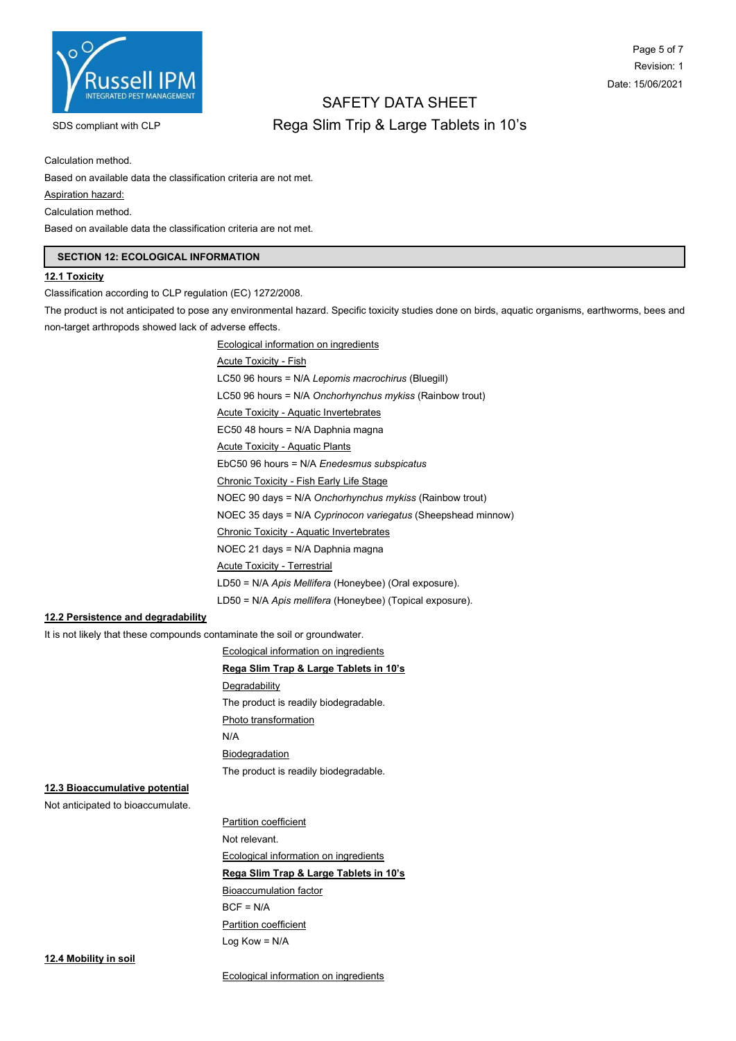Calculation method.

Based on available data the classification criteria are not met.

Aspiration hazard:

Calculation method.

Based on available data the classification criteria are not met.

## SECTION 12: ECOLOGICAL INFORMATION

### 12.1 Toxicity

Classification according to CLP regulation (EC) 1272/2008.

The product is not anticipated to pose any environmental hazard. Specific toxicity studies done on birds, aquatic organisms, earthworms, bees and non-target arthropods showed lack of adverse effects.

Ecological information on ingredients

Acute Toxicity - Fish

LC50 96 hours = N/A *Lepomis macrochirus* (Bluegill)

LC50 96 hours = N/A *Onchorhynchus mykiss* (Rainbow trout)

Acute Toxicity - Aquatic Invertebrates

EC50 48 hours = N/A Daphnia magna

Acute Toxicity - Aquatic Plants

EbC50 96 hours = N/A *Enedesmus subspicatus*

Chronic Toxicity - Fish Early Life Stage

NOEC 90 days = N/A *Onchorhynchus mykiss* (Rainbow trout)

NOEC 35 days = N/A *Cyprinocon variegatus* (Sheepshead minnow)

Chronic Toxicity - Aquatic Invertebrates

NOEC 21 days = N/A Daphnia magna

Acute Toxicity - Terrestrial

LD50 = N/A *Apis Mellifera* (Honeybee) (Oral exposure).

LD50 = N/A *Apis mellifera* (Honeybee) (Topical exposure).

### 12.2 Persistence and degradability

It is not likely that these compounds contaminate the soil or groundwater.

Ecological information on ingredients

**Rega Slim Trap & Large Tablets in 10's**

Degradability

The product is readily biodegradable.

Photo transformation

N/A

Biodegradation

The product is readily biodegradable.

### 12.3 Bioaccumulative potential

Not anticipated to bioaccumulate.

Partition coefficient

Not relevant.

Ecological information on ingredients

**Rega Slim Trap & Large Tablets in 10's**

Bioaccumulation factor

BCF = N/A

Partition coefficient

Log Kow = N/A

### 12.4 Mobility in soil

Ecological information on ingredients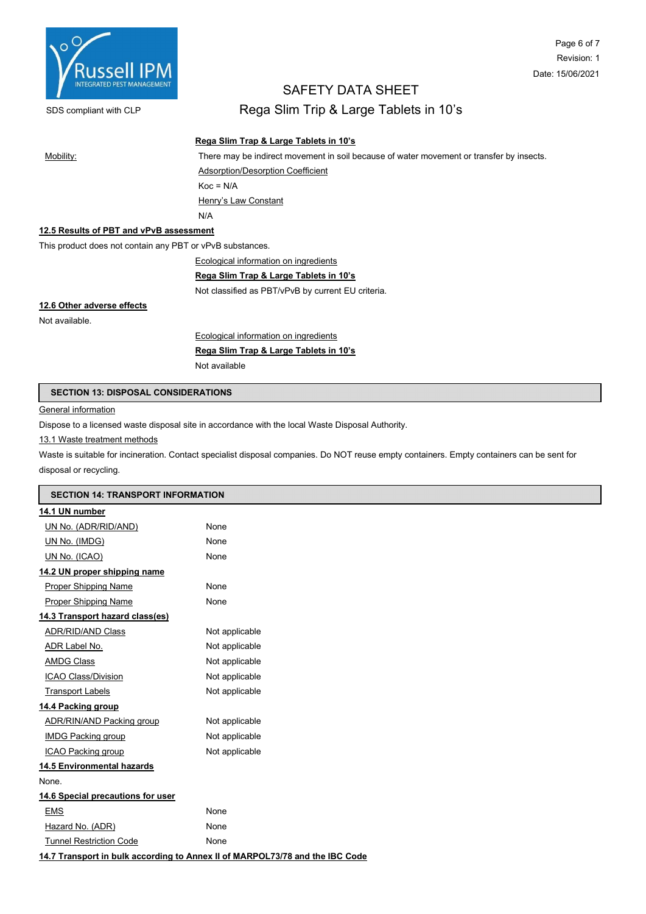**Rega Slim Trap & Large Tablets in 10's**

Mobility: There may be indirect movement in soil because of water movement or transfer by insects.

Adsorption/Desorption Coefficient

Koc = N/A

Henry's Law Constant

N/A

**12.5 Results of PBT and vPvB assessment**

This product does not contain any PBT or vPvB substances.

Ecological information on ingredients

**Rega Slim Trap & Large Tablets in 10's**

Not classified as PBT/vPvB by current EU criteria.

**12.6 Other adverse effects**

Not available.

Ecological information on ingredients

**Rega Slim Trap & Large Tablets in 10's**

Not available

## SECTION 13: DISPOSAL CONSIDERATIONS

General information

Dispose to a licensed waste disposal site in accordance with the local Waste Disposal Authority.

13.1 Waste treatment methods

Waste is suitable for incineration. Contact specialist disposal companies. Do NOT reuse empty containers. Empty containers can be sent for disposal or recycling.

## SECTION 14: TRANSPORT INFORMATION

**14.1 UN number**

| | |
|---|---|
| UN No. (ADR/RID/AND) | None |
| UN No. (IMDG) | None |
| UN No. (ICAO) | None |

**14.2 UN proper shipping name**

| | |
|---|---|
| Proper Shipping Name | None |
| Proper Shipping Name | None |

**14.3 Transport hazard class(es)**

| | |
|---|---|
| ADR/RID/AND Class | Not applicable |
| ADR Label No. | Not applicable |
| AMDG Class | Not applicable |
| ICAO Class/Division | Not applicable |
| Transport Labels | Not applicable |

**14.4 Packing group**

| | |
|---|---|
| ADR/RIN/AND Packing group | Not applicable |
| IMDG Packing group | Not applicable |
| ICAO Packing group | Not applicable |

**14.5 Environmental hazards**

None.

**14.6 Special precautions for user**

| | |
|---|---|
| EMS | None |
| Hazard No. (ADR) | None |
| Tunnel Restriction Code | None |

**14.7 Transport in bulk according to Annex II of MARPOL73/78 and the IBC Code**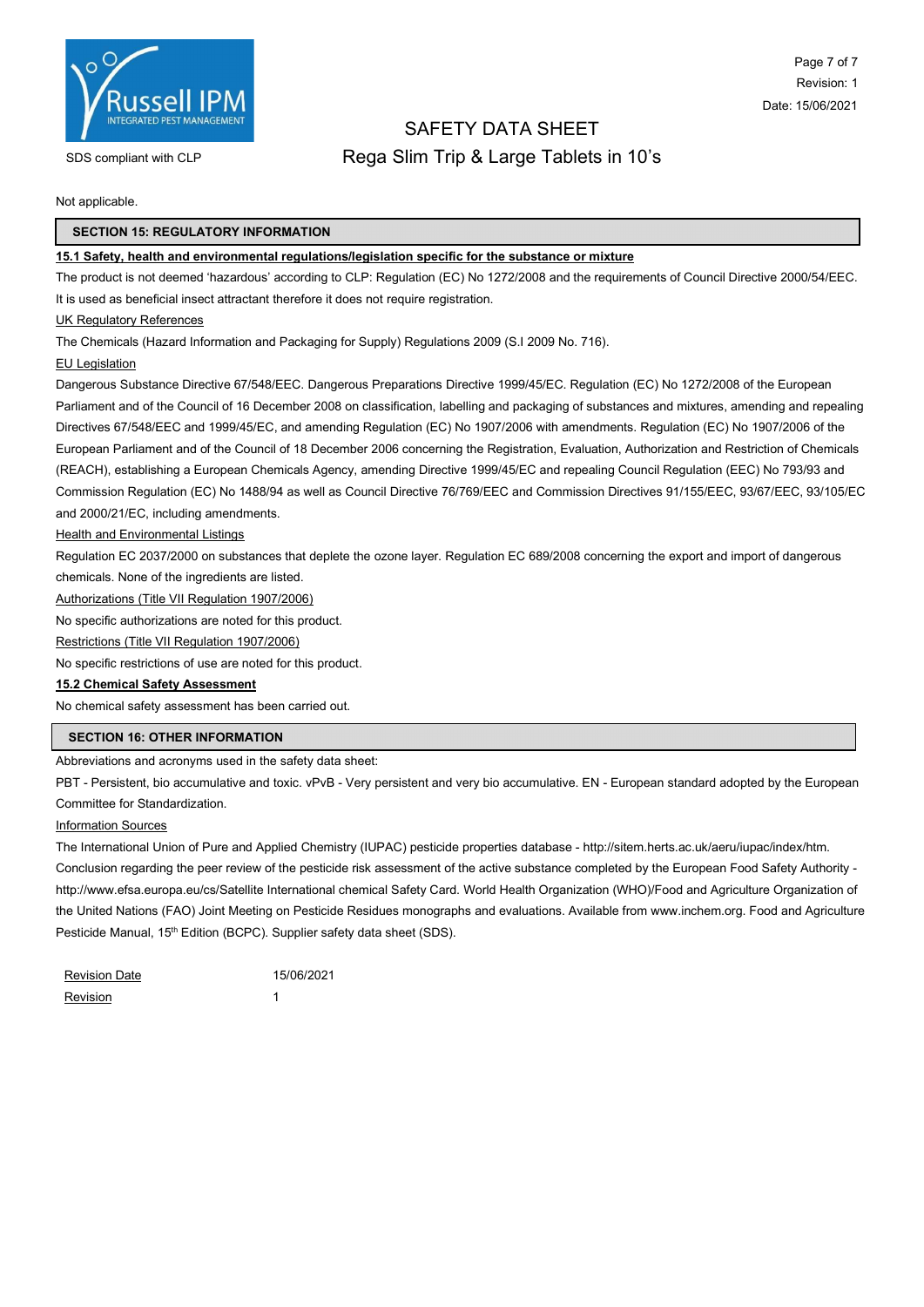Not applicable.

## SECTION 15: REGULATORY INFORMATION

**15.1 Safety, health and environmental regulations/legislation specific for the substance or mixture**

The product is not deemed 'hazardous' according to CLP: Regulation (EC) No 1272/2008 and the requirements of Council Directive 2000/54/EEC. It is used as beneficial insect attractant therefore it does not require registration.

UK Regulatory References

The Chemicals (Hazard Information and Packaging for Supply) Regulations 2009 (S.I 2009 No. 716).

EU Legislation

Dangerous Substance Directive 67/548/EEC. Dangerous Preparations Directive 1999/45/EC. Regulation (EC) No 1272/2008 of the European Parliament and of the Council of 16 December 2008 on classification, labelling and packaging of substances and mixtures, amending and repealing Directives 67/548/EEC and 1999/45/EC, and amending Regulation (EC) No 1907/2006 with amendments. Regulation (EC) No 1907/2006 of the European Parliament and of the Council of 18 December 2006 concerning the Registration, Evaluation, Authorization and Restriction of Chemicals (REACH), establishing a European Chemicals Agency, amending Directive 1999/45/EC and repealing Council Regulation (EEC) No 793/93 and Commission Regulation (EC) No 1488/94 as well as Council Directive 76/769/EEC and Commission Directives 91/155/EEC, 93/67/EEC, 93/105/EC and 2000/21/EC, including amendments.

Health and Environmental Listings

Regulation EC 2037/2000 on substances that deplete the ozone layer. Regulation EC 689/2008 concerning the export and import of dangerous chemicals. None of the ingredients are listed.

Authorizations (Title VII Regulation 1907/2006)

No specific authorizations are noted for this product.

Restrictions (Title VII Regulation 1907/2006)

No specific restrictions of use are noted for this product.

**15.2 Chemical Safety Assessment**

No chemical safety assessment has been carried out.

## SECTION 16: OTHER INFORMATION

Abbreviations and acronyms used in the safety data sheet:

PBT - Persistent, bio accumulative and toxic. vPvB - Very persistent and very bio accumulative. EN - European standard adopted by the European Committee for Standardization.

Information Sources

The International Union of Pure and Applied Chemistry (IUPAC) pesticide properties database - http://sitem.herts.ac.uk/aeru/iupac/index/htm. Conclusion regarding the peer review of the pesticide risk assessment of the active substance completed by the European Food Safety Authority - http://www.efsa.europa.eu/cs/Satellite International chemical Safety Card. World Health Organization (WHO)/Food and Agriculture Organization of the United Nations (FAO) Joint Meeting on Pesticide Residues monographs and evaluations. Available from www.inchem.org. Food and Agriculture Pesticide Manual, 15th Edition (BCPC). Supplier safety data sheet (SDS).

| | |
|---|---|
| Revision Date | 15/06/2021 |
| Revision | 1 |